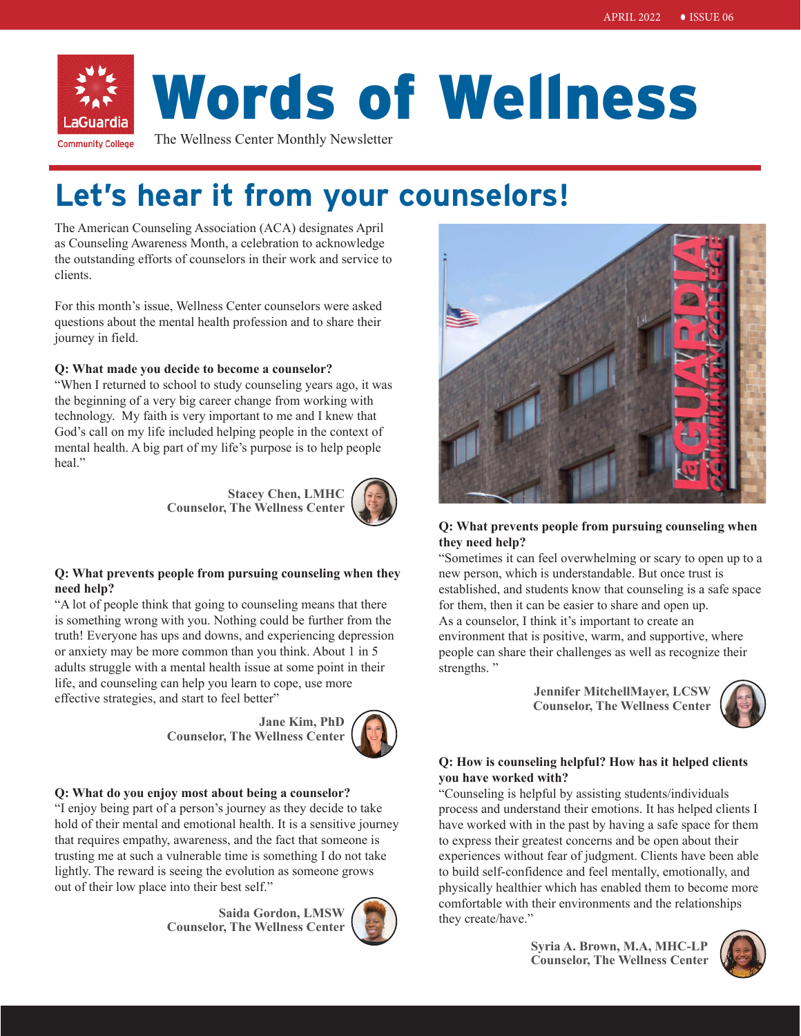# Words of Wellness

The Wellness Center Monthly Newsletter

## Let's hear it from your counselors!

The American Counseling Association (ACA) designates April as Counseling Awareness Month, a celebration to acknowledge the outstanding efforts of counselors in their work and service to clients.

For this month's issue, Wellness Center counselors were asked questions about the mental health profession and to share their journey in field.

**Q: What made you decide to become a counselor?**

"When I returned to school to study counseling years ago, it was the beginning of a very big career change from working with technology. My faith is very important to me and I knew that God's call on my life included helping people in the context of mental health. A big part of my life's purpose is to help people heal."

**Stacey Chen, LMHC**
**Counselor, The Wellness Center**

**Q: What prevents people from pursuing counseling when they need help?**

"A lot of people think that going to counseling means that there is something wrong with you. Nothing could be further from the truth! Everyone has ups and downs, and experiencing depression or anxiety may be more common than you think. About 1 in 5 adults struggle with a mental health issue at some point in their life, and counseling can help you learn to cope, use more effective strategies, and start to feel better"

**Jane Kim, PhD**
**Counselor, The Wellness Center**

**Q: What do you enjoy most about being a counselor?**

"I enjoy being part of a person's journey as they decide to take hold of their mental and emotional health. It is a sensitive journey that requires empathy, awareness, and the fact that someone is trusting me at such a vulnerable time is something I do not take lightly. The reward is seeing the evolution as someone grows out of their low place into their best self."

**Saida Gordon, LMSW**
**Counselor, The Wellness Center**

**Q: What prevents people from pursuing counseling when they need help?**

"Sometimes it can feel overwhelming or scary to open up to a new person, which is understandable. But once trust is established, and students know that counseling is a safe space for them, then it can be easier to share and open up.
As a counselor, I think it's important to create an environment that is positive, warm, and supportive, where people can share their challenges as well as recognize their strengths. "

**Jennifer MitchellMayer, LCSW**
**Counselor, The Wellness Center**

**Q: How is counseling helpful? How has it helped clients you have worked with?**

"Counseling is helpful by assisting students/individuals process and understand their emotions. It has helped clients I have worked with in the past by having a safe space for them to express their greatest concerns and be open about their experiences without fear of judgment. Clients have been able to build self-confidence and feel mentally, emotionally, and physically healthier which has enabled them to become more comfortable with their environments and the relationships they create/have."

**Syria A. Brown, M.A, MHC-LP**
**Counselor, The Wellness Center**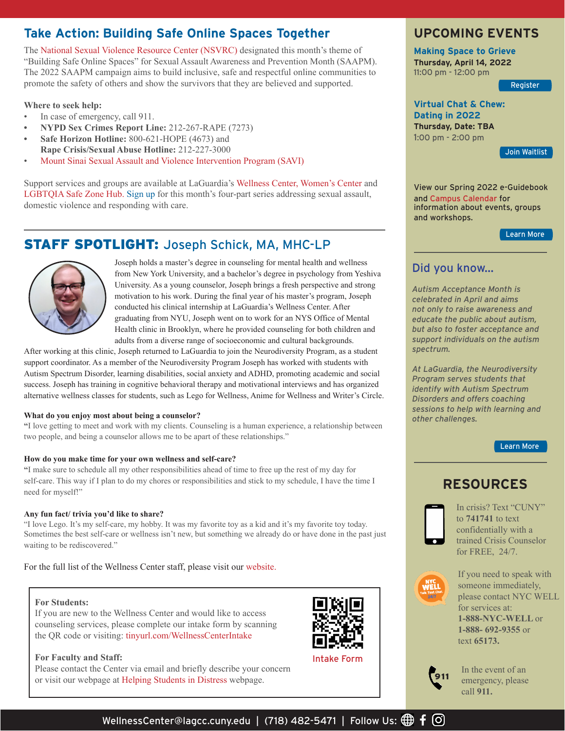## Take Action: Building Safe Online Spaces Together

The National Sexual Violence Resource Center (NSVRC) designated this month's theme of "Building Safe Online Spaces" for Sexual Assault Awareness and Prevention Month (SAAPM). The 2022 SAAPM campaign aims to build inclusive, safe and respectful online communities to promote the safety of others and show the survivors that they are believed and supported.

**Where to seek help:**

- In case of emergency, call 911.
- **NYPD Sex Crimes Report Line:** 212-267-RAPE (7273)
- **Safe Horizon Hotline:** 800-621-HOPE (4673) and **Rape Crisis/Sexual Abuse Hotline:** 212-227-3000
- Mount Sinai Sexual Assault and Violence Intervention Program (SAVI)

Support services and groups are available at LaGuardia's Wellness Center, Women's Center and LGBTQIA Safe Zone Hub. Sign up for this month's four-part series addressing sexual assault, domestic violence and responding with care.

## STAFF SPOTLIGHT: Joseph Schick, MA, MHC-LP

Joseph holds a master's degree in counseling for mental health and wellness from New York University, and a bachelor's degree in psychology from Yeshiva University. As a young counselor, Joseph brings a fresh perspective and strong motivation to his work. During the final year of his master's program, Joseph conducted his clinical internship at LaGuardia's Wellness Center. After graduating from NYU, Joseph went on to work for an NYS Office of Mental Health clinic in Brooklyn, where he provided counseling for both children and adults from a diverse range of socioeconomic and cultural backgrounds. After working at this clinic, Joseph returned to LaGuardia to join the Neurodiversity Program, as a student support coordinator. As a member of the Neurodiversity Program Joseph has worked with students with Autism Spectrum Disorder, learning disabilities, social anxiety and ADHD, promoting academic and social success. Joseph has training in cognitive behavioral therapy and motivational interviews and has organized alternative wellness classes for students, such as Lego for Wellness, Anime for Wellness and Writer's Circle.

**What do you enjoy most about being a counselor?**
"I love getting to meet and work with my clients. Counseling is a human experience, a relationship between two people, and being a counselor allows me to be apart of these relationships."

**How do you make time for your own wellness and self-care?**
"I make sure to schedule all my other responsibilities ahead of time to free up the rest of my day for self-care. This way if I plan to do my chores or responsibilities and stick to my schedule, I have the time I need for myself!"

**Any fun fact/ trivia you'd like to share?**
"I love Lego. It's my self-care, my hobby. It was my favorite toy as a kid and it's my favorite toy today. Sometimes the best self-care or wellness isn't new, but something we already do or have done in the past just waiting to be rediscovered."

For the full list of the Wellness Center staff, please visit our website.

**For Students:**
If you are new to the Wellness Center and would like to access counseling services, please complete our intake form by scanning the QR code or visiting: tinyurl.com/WellnessCenterIntake

Intake Form

**For Faculty and Staff:**
Please contact the Center via email and briefly describe your concern or visit our webpage at Helping Students in Distress webpage.

## UPCOMING EVENTS

### Making Space to Grieve

**Thursday, April 14, 2022**
11:00 pm - 12:00 pm

Register

### Virtual Chat & Chew: Dating in 2022

**Thursday, Date: TBA**
1:00 pm - 2:00 pm

Join Waitlist

View our Spring 2022 e-Guidebook and Campus Calendar for information about events, groups and workshops.

Learn More

## Did you know...

*Autism Acceptance Month is celebrated in April and aims not only to raise awareness and educate the public about autism, but also to foster acceptance and support individuals on the autism spectrum.*

*At LaGuardia, the Neurodiversity Program serves students that identify with Autism Spectrum Disorders and offers coaching sessions to help with learning and other challenges.*

Learn More

## RESOURCES

In crisis? Text "CUNY" to **741741** to text confidentially with a trained Crisis Counselor for FREE, 24/7.

If you need to speak with someone immediately, please contact NYC WELL for services at: **1-888-NYC-WELL** or **1-888- 692-9355** or text **65173.**

In the event of an emergency, please call **911.**

WellnessCenter@lagcc.cuny.edu | (718) 482-5471 | Follow Us: